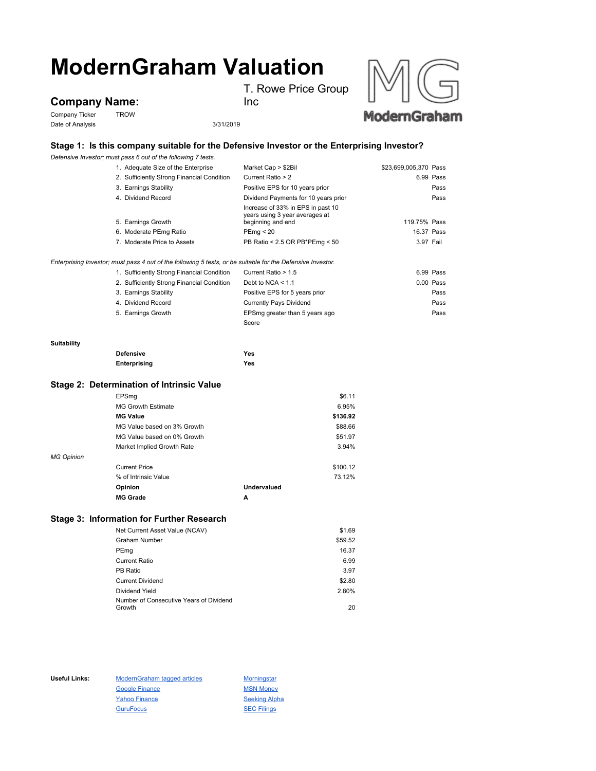# ModernGraham Valuation

## Company Name:

T. Rowe Price Group Inc

| | | |
|---|---|---|
| Company Ticker | TROW | |
| Date of Analysis | | 3/31/2019 |

### Stage 1: Is this company suitable for the Defensive Investor or the Enterprising Investor?

*Defensive Investor; must pass 6 out of the following 7 tests.*

| Test | Criteria | Value | Result |
|---|---|---|---|
| 1. Adequate Size of the Enterprise | Market Cap > $2Bil | $23,699,005,370 | Pass |
| 2. Sufficiently Strong Financial Condition | Current Ratio > 2 | 6.99 | Pass |
| 3. Earnings Stability | Positive EPS for 10 years prior | | Pass |
| 4. Dividend Record | Dividend Payments for 10 years prior | | Pass |
| 5. Earnings Growth | Increase of 33% in EPS in past 10 years using 3 year averages at beginning and end | 119.75% | Pass |
| 6. Moderate PEmg Ratio | PEmg < 20 | 16.37 | Pass |
| 7. Moderate Price to Assets | PB Ratio < 2.5 OR PB*PEmg < 50 | 3.97 | Fail |

*Enterprising Investor; must pass 4 out of the following 5 tests, or be suitable for the Defensive Investor.*

| Test | Criteria | Value | Result |
|---|---|---|---|
| 1. Sufficiently Strong Financial Condition | Current Ratio > 1.5 | 6.99 | Pass |
| 2. Sufficiently Strong Financial Condition | Debt to NCA < 1.1 | 0.00 | Pass |
| 3. Earnings Stability | Positive EPS for 5 years prior | | Pass |
| 4. Dividend Record | Currently Pays Dividend | | Pass |
| 5. Earnings Growth | EPSmg greater than 5 years ago | | Pass |
| | Score | | |

**Suitability**

| | |
|---|---|
| **Defensive** | **Yes** |
| **Enterprising** | **Yes** |

### Stage 2: Determination of Intrinsic Value

| | |
|---|---|
| EPSmg | $6.11 |
| MG Growth Estimate | 6.95% |
| **MG Value** | **$136.92** |
| MG Value based on 3% Growth | $88.66 |
| MG Value based on 0% Growth | $51.97 |
| Market Implied Growth Rate | 3.94% |

*MG Opinion*

| | | |
|---|---|---|
| Current Price | | $100.12 |
| % of Intrinsic Value | | 73.12% |
| **Opinion** | **Undervalued** | |
| **MG Grade** | **A** | |

### Stage 3: Information for Further Research

| | |
|---|---|
| Net Current Asset Value (NCAV) | $1.69 |
| Graham Number | $59.52 |
| PEmg | 16.37 |
| Current Ratio | 6.99 |
| PB Ratio | 3.97 |
| Current Dividend | $2.80 |
| Dividend Yield | 2.80% |
| Number of Consecutive Years of Dividend Growth | 20 |

**Useful Links:**

| | |
|---|---|
| ModernGraham tagged articles | Morningstar |
| Google Finance | MSN Money |
| Yahoo Finance | Seeking Alpha |
| GuruFocus | SEC Filings |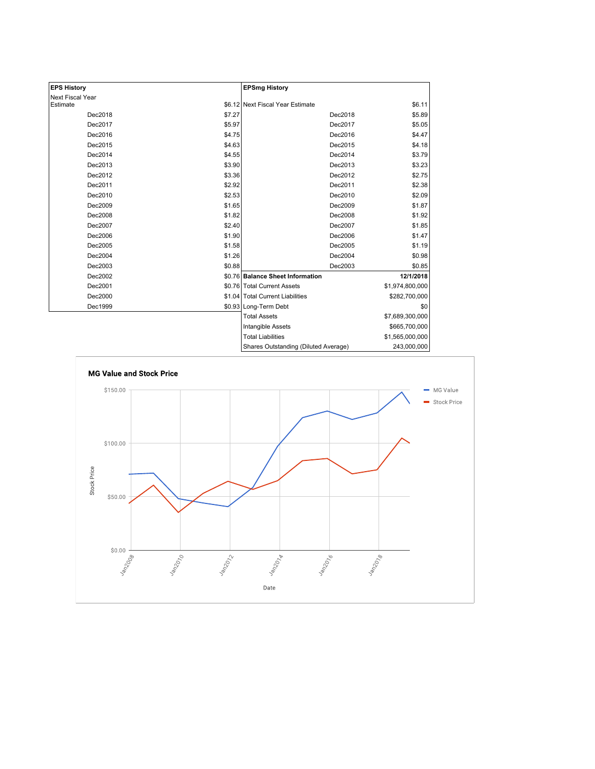| EPS History | | EPSmg History | |
|---|---|---|---|
| Next Fiscal Year Estimate | $6.12 | Next Fiscal Year Estimate | $6.11 |
| Dec2018 | $7.27 | Dec2018 | $5.89 |
| Dec2017 | $5.97 | Dec2017 | $5.05 |
| Dec2016 | $4.75 | Dec2016 | $4.47 |
| Dec2015 | $4.63 | Dec2015 | $4.18 |
| Dec2014 | $4.55 | Dec2014 | $3.79 |
| Dec2013 | $3.90 | Dec2013 | $3.23 |
| Dec2012 | $3.36 | Dec2012 | $2.75 |
| Dec2011 | $2.92 | Dec2011 | $2.38 |
| Dec2010 | $2.53 | Dec2010 | $2.09 |
| Dec2009 | $1.65 | Dec2009 | $1.87 |
| Dec2008 | $1.82 | Dec2008 | $1.92 |
| Dec2007 | $2.40 | Dec2007 | $1.85 |
| Dec2006 | $1.90 | Dec2006 | $1.47 |
| Dec2005 | $1.58 | Dec2005 | $1.19 |
| Dec2004 | $1.26 | Dec2004 | $0.98 |
| Dec2003 | $0.88 | Dec2003 | $0.85 |
| Dec2002 | $0.76 | **Balance Sheet Information** | **12/1/2018** |
| Dec2001 | $0.76 | Total Current Assets | $1,974,800,000 |
| Dec2000 | $1.04 | Total Current Liabilities | $282,700,000 |
| Dec1999 | $0.93 | Long-Term Debt | $0 |
| | | Total Assets | $7,689,300,000 |
| | | Intangible Assets | $665,700,000 |
| | | Total Liabilities | $1,565,000,000 |
| | | Shares Outstanding (Diluted Average) | 243,000,000 |

**MG Value and Stock Price**

Legend: MG Value, Stock Price

Y-axis: Stock Price ($0.00, $50.00, $100.00, $150.00)

X-axis: Date (Jan2008, Jan2010, Jan2012, Jan2014, Jan2016, Jan2018)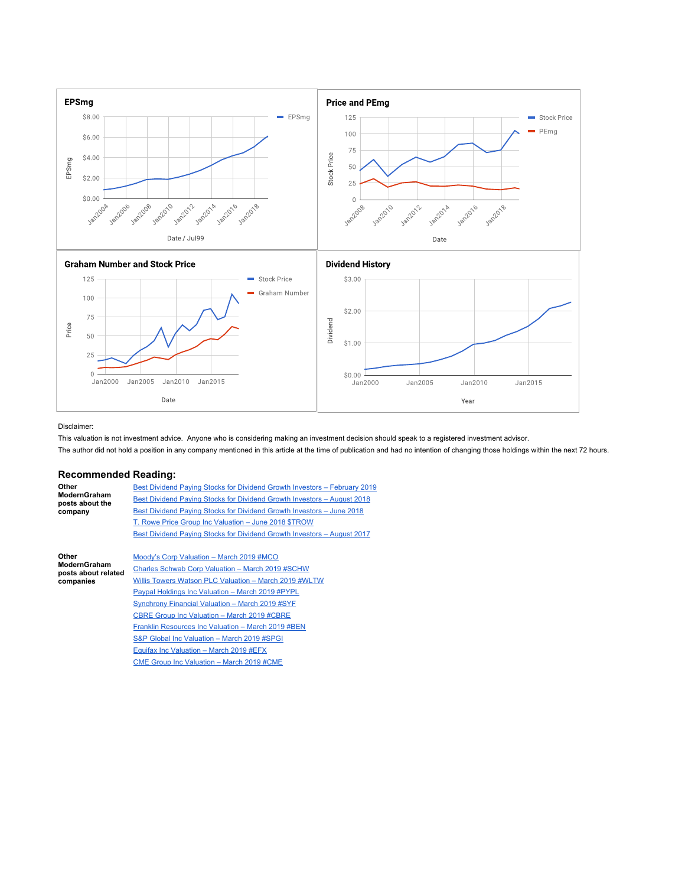**EPSmg**

$8.00
$6.00
$4.00
$2.00
$0.00

EPSmg

Jan2004 Jan2006 Jan2008 Jan2010 Jan2012 Jan2014 Jan2016 Jan2018

Date / Jul99

**Price and PEmg**

125
100
75
50
25
0

Stock Price
PEmg

Stock Price

Jan2008 Jan2010 Jan2012 Jan2014 Jan2016 Jan2018

Date

**Graham Number and Stock Price**

125
100
75
50
25
0

Stock Price
Graham Number

Price

Jan2000 Jan2005 Jan2010 Jan2015

Date

**Dividend History**

$3.00
$2.00
$1.00
$0.00

Dividend

Jan2000 Jan2005 Jan2010 Jan2015

Year

Disclaimer:

This valuation is not investment advice. Anyone who is considering making an investment decision should speak to a registered investment advisor.

The author did not hold a position in any company mentioned in this article at the time of publication and had no intention of changing those holdings within the next 72 hours.

## Recommended Reading:

**Other ModernGraham posts about the company**

- Best Dividend Paying Stocks for Dividend Growth Investors – February 2019
- Best Dividend Paying Stocks for Dividend Growth Investors – August 2018
- Best Dividend Paying Stocks for Dividend Growth Investors – June 2018
- T. Rowe Price Group Inc Valuation – June 2018 $TROW
- Best Dividend Paying Stocks for Dividend Growth Investors – August 2017

**Other ModernGraham posts about related companies**

- Moody's Corp Valuation – March 2019 #MCO
- Charles Schwab Corp Valuation – March 2019 #SCHW
- Willis Towers Watson PLC Valuation – March 2019 #WLTW
- Paypal Holdings Inc Valuation – March 2019 #PYPL
- Synchrony Financial Valuation – March 2019 #SYF
- CBRE Group Inc Valuation – March 2019 #CBRE
- Franklin Resources Inc Valuation – March 2019 #BEN
- S&P Global Inc Valuation – March 2019 #SPGI
- Equifax Inc Valuation – March 2019 #EFX
- CME Group Inc Valuation – March 2019 #CME